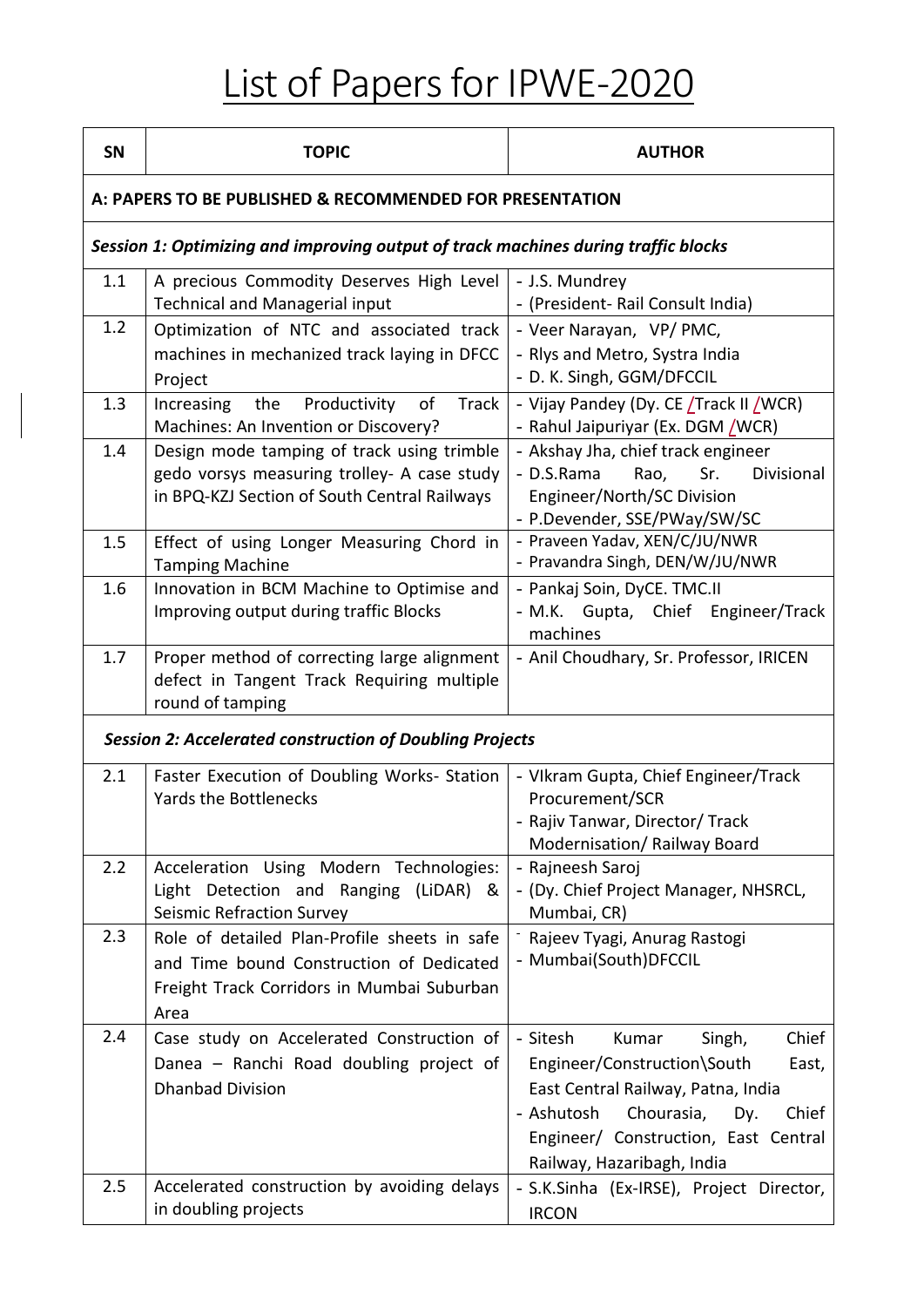# List of Papers for IPWE-2020

| SN | TOPIC | AUTHOR |
|---|---|---|
| **A: PAPERS TO BE PUBLISHED & RECOMMENDED FOR PRESENTATION** | | |
| ***Session 1: Optimizing and improving output of track machines during traffic blocks*** | | |
| 1.1 | A precious Commodity Deserves High Level Technical and Managerial input | - J.S. Mundrey<br>- (President- Rail Consult India) |
| 1.2 | Optimization of NTC and associated track machines in mechanized track laying in DFCC Project | - Veer Narayan, VP/ PMC,<br>- Rlys and Metro, Systra India<br>- D. K. Singh, GGM/DFCCIL |
| 1.3 | Increasing the Productivity of Track Machines: An Invention or Discovery? | - Vijay Pandey (Dy. CE /Track II /WCR)<br>- Rahul Jaipuriyar (Ex. DGM /WCR) |
| 1.4 | Design mode tamping of track using trimble gedo vorsys measuring trolley- A case study in BPQ-KZJ Section of South Central Railways | - Akshay Jha, chief track engineer<br>- D.S.Rama Rao, Sr. Divisional Engineer/North/SC Division<br>- P.Devender, SSE/PWay/SW/SC |
| 1.5 | Effect of using Longer Measuring Chord in Tamping Machine | - Praveen Yadav, XEN/C/JU/NWR<br>- Pravandra Singh, DEN/W/JU/NWR |
| 1.6 | Innovation in BCM Machine to Optimise and Improving output during traffic Blocks | - Pankaj Soin, DyCE. TMC.II<br>- M.K. Gupta, Chief Engineer/Track machines |
| 1.7 | Proper method of correcting large alignment defect in Tangent Track Requiring multiple round of tamping | - Anil Choudhary, Sr. Professor, IRICEN |
| ***Session 2: Accelerated construction of Doubling Projects*** | | |
| 2.1 | Faster Execution of Doubling Works- Station Yards the Bottlenecks | - VIkram Gupta, Chief Engineer/Track Procurement/SCR<br>- Rajiv Tanwar, Director/ Track Modernisation/ Railway Board |
| 2.2 | Acceleration Using Modern Technologies: Light Detection and Ranging (LiDAR) & Seismic Refraction Survey | - Rajneesh Saroj<br>- (Dy. Chief Project Manager, NHSRCL, Mumbai, CR) |
| 2.3 | Role of detailed Plan-Profile sheets in safe and Time bound Construction of Dedicated Freight Track Corridors in Mumbai Suburban Area | - Rajeev Tyagi, Anurag Rastogi<br>- Mumbai(South)DFCCIL |
| 2.4 | Case study on Accelerated Construction of Danea – Ranchi Road doubling project of Dhanbad Division | - Sitesh Kumar Singh, Chief Engineer/Construction\South East, East Central Railway, Patna, India<br>- Ashutosh Chourasia, Dy. Chief Engineer/ Construction, East Central Railway, Hazaribagh, India |
| 2.5 | Accelerated construction by avoiding delays in doubling projects | - S.K.Sinha (Ex-IRSE), Project Director, IRCON |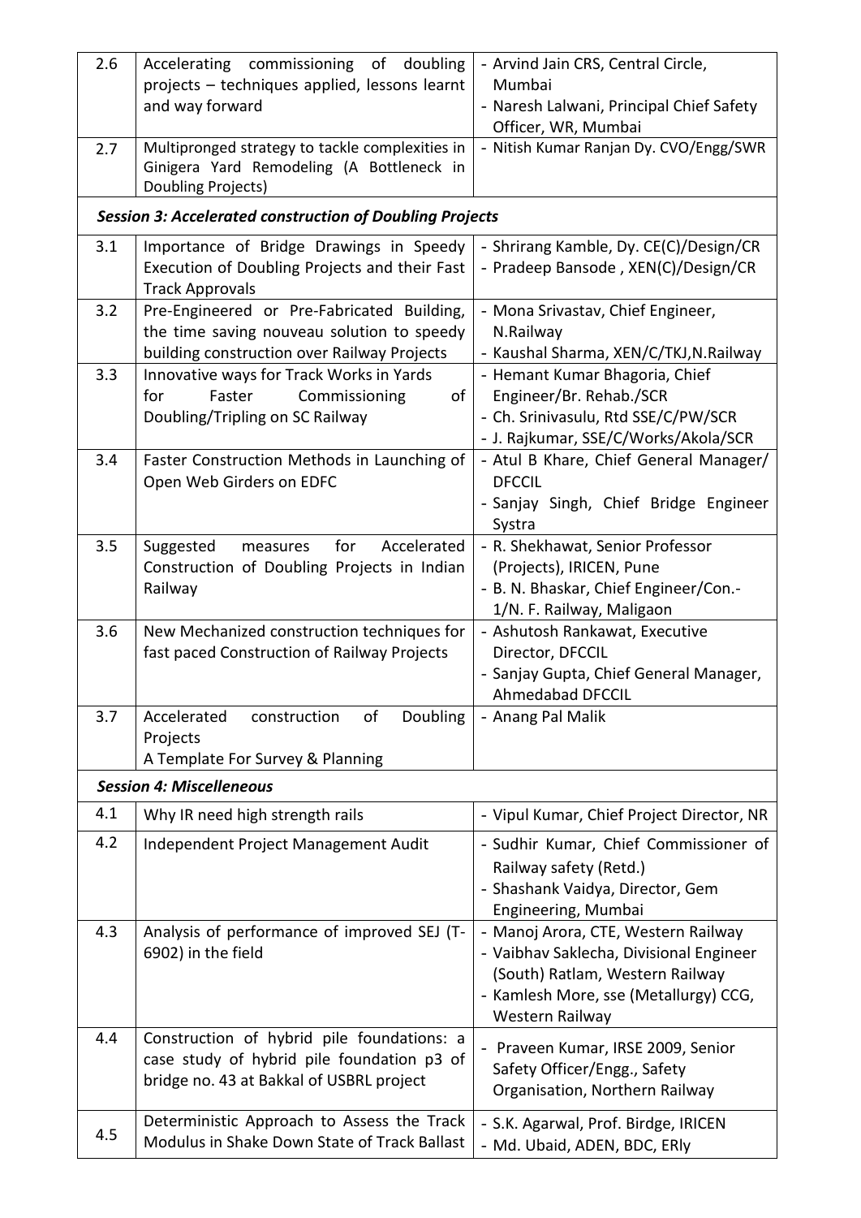| | | |
|---|---|---|
| 2.6 | Accelerating commissioning of doubling projects – techniques applied, lessons learnt and way forward | - Arvind Jain CRS, Central Circle, Mumbai<br>- Naresh Lalwani, Principal Chief Safety Officer, WR, Mumbai |
| 2.7 | Multipronged strategy to tackle complexities in Ginigera Yard Remodeling (A Bottleneck in Doubling Projects) | - Nitish Kumar Ranjan Dy. CVO/Engg/SWR |
| ***Session 3: Accelerated construction of Doubling Projects*** | | |
| 3.1 | Importance of Bridge Drawings in Speedy Execution of Doubling Projects and their Fast Track Approvals | - Shrirang Kamble, Dy. CE(C)/Design/CR<br>- Pradeep Bansode , XEN(C)/Design/CR |
| 3.2 | Pre-Engineered or Pre-Fabricated Building, the time saving nouveau solution to speedy building construction over Railway Projects | - Mona Srivastav, Chief Engineer, N.Railway<br>- Kaushal Sharma, XEN/C/TKJ,N.Railway |
| 3.3 | Innovative ways for Track Works in Yards for Faster Commissioning of Doubling/Tripling on SC Railway | - Hemant Kumar Bhagoria, Chief Engineer/Br. Rehab./SCR<br>- Ch. Srinivasulu, Rtd SSE/C/PW/SCR<br>- J. Rajkumar, SSE/C/Works/Akola/SCR |
| 3.4 | Faster Construction Methods in Launching of Open Web Girders on EDFC | - Atul B Khare, Chief General Manager/ DFCCIL<br>- Sanjay Singh, Chief Bridge Engineer Systra |
| 3.5 | Suggested measures for Accelerated Construction of Doubling Projects in Indian Railway | - R. Shekhawat, Senior Professor (Projects), IRICEN, Pune<br>- B. N. Bhaskar, Chief Engineer/Con.-1/N. F. Railway, Maligaon |
| 3.6 | New Mechanized construction techniques for fast paced Construction of Railway Projects | - Ashutosh Rankawat, Executive Director, DFCCIL<br>- Sanjay Gupta, Chief General Manager, Ahmedabad DFCCIL |
| 3.7 | Accelerated construction of Doubling Projects<br>A Template For Survey & Planning | - Anang Pal Malik |
| ***Session 4: Miscelleneous*** | | |
| 4.1 | Why IR need high strength rails | - Vipul Kumar, Chief Project Director, NR |
| 4.2 | Independent Project Management Audit | - Sudhir Kumar, Chief Commissioner of Railway safety (Retd.)<br>- Shashank Vaidya, Director, Gem Engineering, Mumbai |
| 4.3 | Analysis of performance of improved SEJ (T-6902) in the field | - Manoj Arora, CTE, Western Railway<br>- Vaibhav Saklecha, Divisional Engineer (South) Ratlam, Western Railway<br>- Kamlesh More, sse (Metallurgy) CCG, Western Railway |
| 4.4 | Construction of hybrid pile foundations: a case study of hybrid pile foundation p3 of bridge no. 43 at Bakkal of USBRL project | - Praveen Kumar, IRSE 2009, Senior Safety Officer/Engg., Safety Organisation, Northern Railway |
| 4.5 | Deterministic Approach to Assess the Track Modulus in Shake Down State of Track Ballast | - S.K. Agarwal, Prof. Birdge, IRICEN<br>- Md. Ubaid, ADEN, BDC, ERly |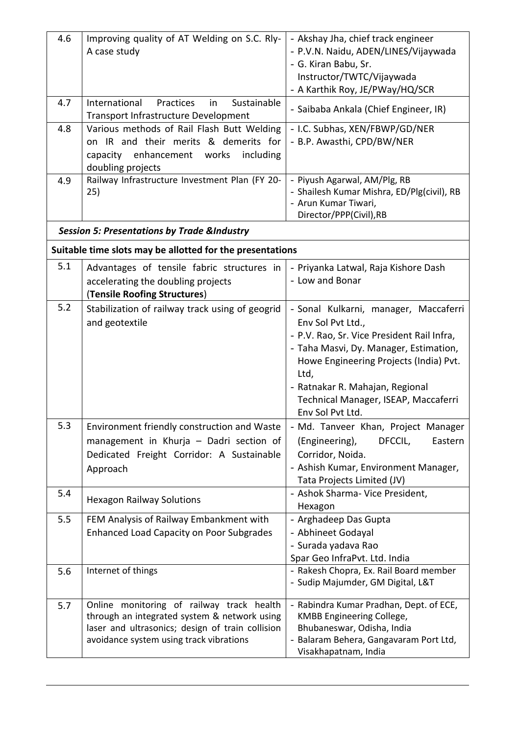| | | |
|---|---|---|
| 4.6 | Improving quality of AT Welding on S.C. Rly- A case study | - Akshay Jha, chief track engineer<br>- P.V.N. Naidu, ADEN/LINES/Vijaywada<br>- G. Kiran Babu, Sr. Instructor/TWTC/Vijaywada<br>- A Karthik Roy, JE/PWay/HQ/SCR |
| 4.7 | International Practices in Sustainable Transport Infrastructure Development | - Saibaba Ankala (Chief Engineer, IR) |
| 4.8 | Various methods of Rail Flash Butt Welding on IR and their merits & demerits for capacity enhancement works including doubling projects | - I.C. Subhas, XEN/FBWP/GD/NER<br>- B.P. Awasthi, CPD/BW/NER |
| 4.9 | Railway Infrastructure Investment Plan (FY 20-25) | - Piyush Agarwal, AM/Plg, RB<br>- Shailesh Kumar Mishra, ED/Plg(civil), RB<br>- Arun Kumar Tiwari, Director/PPP(Civil),RB |
| ***Session 5: Presentations by Trade &Industry*** | | |
| **Suitable time slots may be allotted for the presentations** | | |
| 5.1 | Advantages of tensile fabric structures in accelerating the doubling projects (**Tensile Roofing Structures**) | - Priyanka Latwal, Raja Kishore Dash<br>- Low and Bonar |
| 5.2 | Stabilization of railway track using of geogrid and geotextile | - Sonal Kulkarni, manager, Maccaferri Env Sol Pvt Ltd.,<br>- P.V. Rao, Sr. Vice President Rail Infra,<br>- Taha Masvi, Dy. Manager, Estimation, Howe Engineering Projects (India) Pvt. Ltd,<br>- Ratnakar R. Mahajan, Regional Technical Manager, ISEAP, Maccaferri Env Sol Pvt Ltd. |
| 5.3 | Environment friendly construction and Waste management in Khurja – Dadri section of Dedicated Freight Corridor: A Sustainable Approach | - Md. Tanveer Khan, Project Manager (Engineering), DFCCIL, Eastern Corridor, Noida.<br>- Ashish Kumar, Environment Manager, Tata Projects Limited (JV) |
| 5.4 | Hexagon Railway Solutions | - Ashok Sharma- Vice President, Hexagon |
| 5.5 | FEM Analysis of Railway Embankment with Enhanced Load Capacity on Poor Subgrades | - Arghadeep Das Gupta<br>- Abhineet Godayal<br>- Surada yadava Rao<br>Spar Geo InfraPvt. Ltd. India |
| 5.6 | Internet of things | - Rakesh Chopra, Ex. Rail Board member<br>- Sudip Majumder, GM Digital, L&T |
| 5.7 | Online monitoring of railway track health through an integrated system & network using laser and ultrasonics; design of train collision avoidance system using track vibrations | - Rabindra Kumar Pradhan, Dept. of ECE, KMBB Engineering College, Bhubaneswar, Odisha, India<br>- Balaram Behera, Gangavaram Port Ltd, Visakhapatnam, India |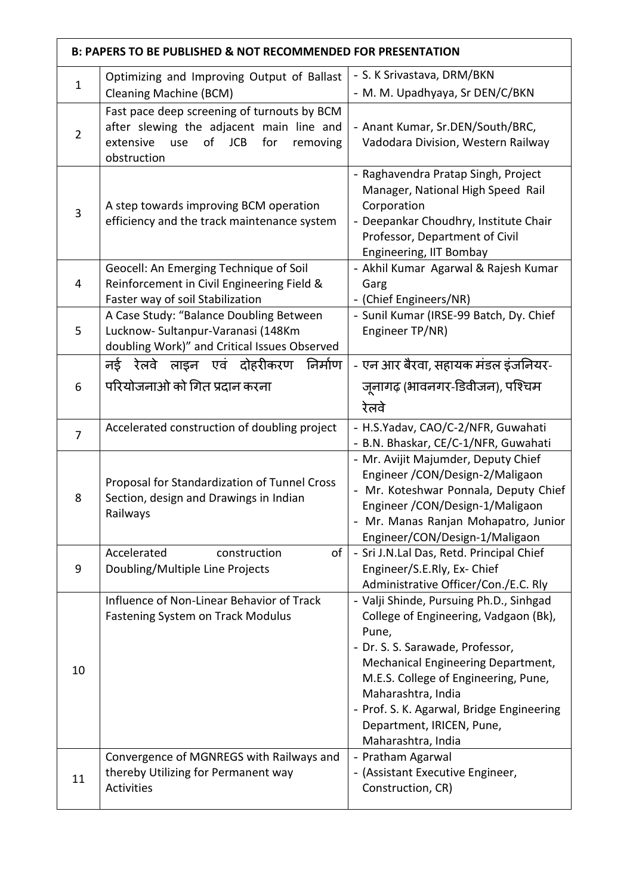| B: PAPERS TO BE PUBLISHED & NOT RECOMMENDED FOR PRESENTATION | | |
|---|---|---|
| 1 | Optimizing and Improving Output of Ballast Cleaning Machine (BCM) | - S. K Srivastava, DRM/BKN<br>- M. M. Upadhyaya, Sr DEN/C/BKN |
| 2 | Fast pace deep screening of turnouts by BCM after slewing the adjacent main line and extensive use of JCB for removing obstruction | - Anant Kumar, Sr.DEN/South/BRC, Vadodara Division, Western Railway |
| 3 | A step towards improving BCM operation efficiency and the track maintenance system | - Raghavendra Pratap Singh, Project Manager, National High Speed Rail Corporation<br>- Deepankar Choudhry, Institute Chair Professor, Department of Civil Engineering, IIT Bombay |
| 4 | Geocell: An Emerging Technique of Soil Reinforcement in Civil Engineering Field & Faster way of soil Stabilization | - Akhil Kumar Agarwal & Rajesh Kumar Garg<br>- (Chief Engineers/NR) |
| 5 | A Case Study: "Balance Doubling Between Lucknow- Sultanpur-Varanasi (148Km doubling Work)" and Critical Issues Observed | - Sunil Kumar (IRSE-99 Batch, Dy. Chief Engineer TP/NR) |
| 6 | नई रेलवे लाइन एवं दोहरीकरण निर्माण परियोजनाओ को गित प्रदान करना | - एन आर बैरवा, सहायक मंडल इंजनियर-जूनागढ़ (भावनगर-डिवीजन), पश्चिम रेलवे |
| 7 | Accelerated construction of doubling project | - H.S.Yadav, CAO/C-2/NFR, Guwahati<br>- B.N. Bhaskar, CE/C-1/NFR, Guwahati |
| 8 | Proposal for Standardization of Tunnel Cross Section, design and Drawings in Indian Railways | - Mr. Avijit Majumder, Deputy Chief Engineer /CON/Design-2/Maligaon<br>- Mr. Koteshwar Ponnala, Deputy Chief Engineer /CON/Design-1/Maligaon<br>- Mr. Manas Ranjan Mohapatro, Junior Engineer/CON/Design-1/Maligaon |
| 9 | Accelerated construction of Doubling/Multiple Line Projects | - Sri J.N.Lal Das, Retd. Principal Chief Engineer/S.E.Rly, Ex- Chief Administrative Officer/Con./E.C. Rly |
| 10 | Influence of Non-Linear Behavior of Track Fastening System on Track Modulus | - Valji Shinde, Pursuing Ph.D., Sinhgad College of Engineering, Vadgaon (Bk), Pune,<br>- Dr. S. S. Sarawade, Professor, Mechanical Engineering Department, M.E.S. College of Engineering, Pune, Maharashtra, India<br>- Prof. S. K. Agarwal, Bridge Engineering Department, IRICEN, Pune, Maharashtra, India |
| 11 | Convergence of MGNREGS with Railways and thereby Utilizing for Permanent way Activities | - Pratham Agarwal<br>- (Assistant Executive Engineer, Construction, CR) |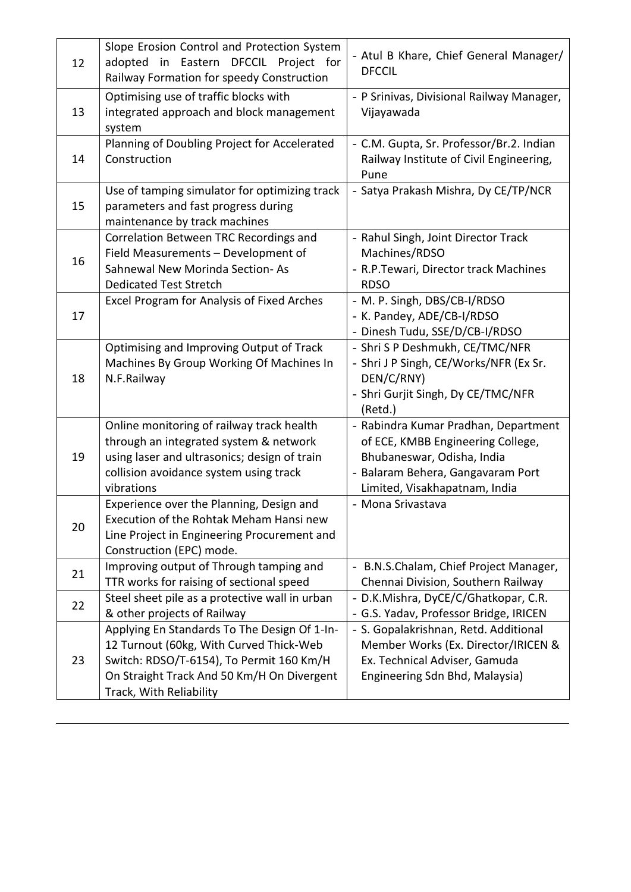| | | |
|---|---|---|
| 12 | Slope Erosion Control and Protection System adopted in Eastern DFCCIL Project for Railway Formation for speedy Construction | - Atul B Khare, Chief General Manager/ DFCCIL |
| 13 | Optimising use of traffic blocks with integrated approach and block management system | - P Srinivas, Divisional Railway Manager, Vijayawada |
| 14 | Planning of Doubling Project for Accelerated Construction | - C.M. Gupta, Sr. Professor/Br.2. Indian Railway Institute of Civil Engineering, Pune |
| 15 | Use of tamping simulator for optimizing track parameters and fast progress during maintenance by track machines | - Satya Prakash Mishra, Dy CE/TP/NCR |
| 16 | Correlation Between TRC Recordings and Field Measurements – Development of Sahnewal New Morinda Section- As Dedicated Test Stretch | - Rahul Singh, Joint Director Track Machines/RDSO<br>- R.P.Tewari, Director track Machines RDSO |
| 17 | Excel Program for Analysis of Fixed Arches | - M. P. Singh, DBS/CB-I/RDSO<br>- K. Pandey, ADE/CB-I/RDSO<br>- Dinesh Tudu, SSE/D/CB-I/RDSO |
| 18 | Optimising and Improving Output of Track Machines By Group Working Of Machines In N.F.Railway | - Shri S P Deshmukh, CE/TMC/NFR<br>- Shri J P Singh, CE/Works/NFR (Ex Sr. DEN/C/RNY)<br>- Shri Gurjit Singh, Dy CE/TMC/NFR (Retd.) |
| 19 | Online monitoring of railway track health through an integrated system & network using laser and ultrasonics; design of train collision avoidance system using track vibrations | - Rabindra Kumar Pradhan, Department of ECE, KMBB Engineering College, Bhubaneswar, Odisha, India<br>- Balaram Behera, Gangavaram Port Limited, Visakhapatnam, India |
| 20 | Experience over the Planning, Design and Execution of the Rohtak Meham Hansi new Line Project in Engineering Procurement and Construction (EPC) mode. | - Mona Srivastava |
| 21 | Improving output of Through tamping and TTR works for raising of sectional speed | - B.N.S.Chalam, Chief Project Manager, Chennai Division, Southern Railway |
| 22 | Steel sheet pile as a protective wall in urban & other projects of Railway | - D.K.Mishra, DyCE/C/Ghatkopar, C.R.<br>- G.S. Yadav, Professor Bridge, IRICEN |
| 23 | Applying En Standards To The Design Of 1-In-12 Turnout (60kg, With Curved Thick-Web Switch: RDSO/T-6154), To Permit 160 Km/H On Straight Track And 50 Km/H On Divergent Track, With Reliability | - S. Gopalakrishnan, Retd. Additional Member Works (Ex. Director/IRICEN & Ex. Technical Adviser, Gamuda Engineering Sdn Bhd, Malaysia) |